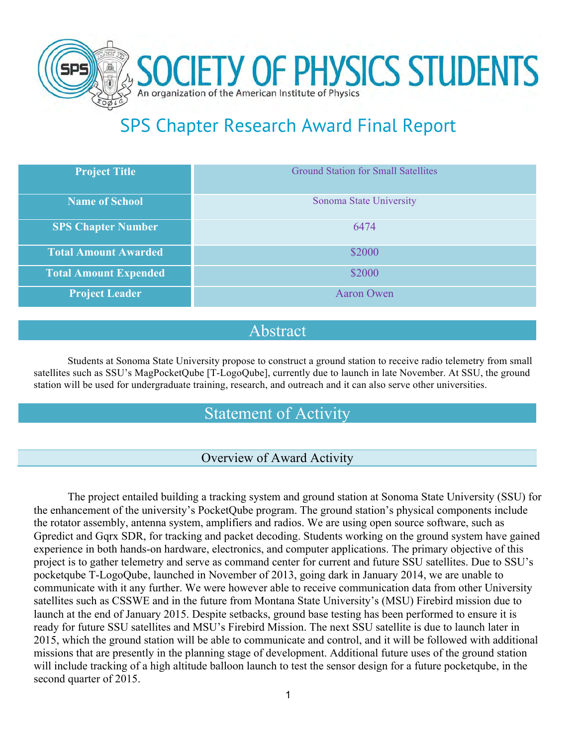# SOCIETY OF PHYSICS STUDENTS

An organization of the American Institute of Physics

## SPS Chapter Research Award Final Report

| Project Title | Ground Station for Small Satellites |
|---|---|
| Name of School | Sonoma State University |
| SPS Chapter Number | 6474 |
| Total Amount Awarded | $2000 |
| Total Amount Expended | $2000 |
| Project Leader | Aaron Owen |

## Abstract

Students at Sonoma State University propose to construct a ground station to receive radio telemetry from small satellites such as SSU's MagPocketQube [T-LogoQube], currently due to launch in late November. At SSU, the ground station will be used for undergraduate training, research, and outreach and it can also serve other universities.

## Statement of Activity

### Overview of Award Activity

The project entailed building a tracking system and ground station at Sonoma State University (SSU) for the enhancement of the university's PocketQube program. The ground station's physical components include the rotator assembly, antenna system, amplifiers and radios. We are using open source software, such as Gpredict and Gqrx SDR, for tracking and packet decoding. Students working on the ground system have gained experience in both hands-on hardware, electronics, and computer applications. The primary objective of this project is to gather telemetry and serve as command center for current and future SSU satellites. Due to SSU's pocketqube T-LogoQube, launched in November of 2013, going dark in January 2014, we are unable to communicate with it any further. We were however able to receive communication data from other University satellites such as CSSWE and in the future from Montana State University's (MSU) Firebird mission due to launch at the end of January 2015. Despite setbacks, ground base testing has been performed to ensure it is ready for future SSU satellites and MSU's Firebird Mission. The next SSU satellite is due to launch later in 2015, which the ground station will be able to communicate and control, and it will be followed with additional missions that are presently in the planning stage of development. Additional future uses of the ground station will include tracking of a high altitude balloon launch to test the sensor design for a future pocketqube, in the second quarter of 2015.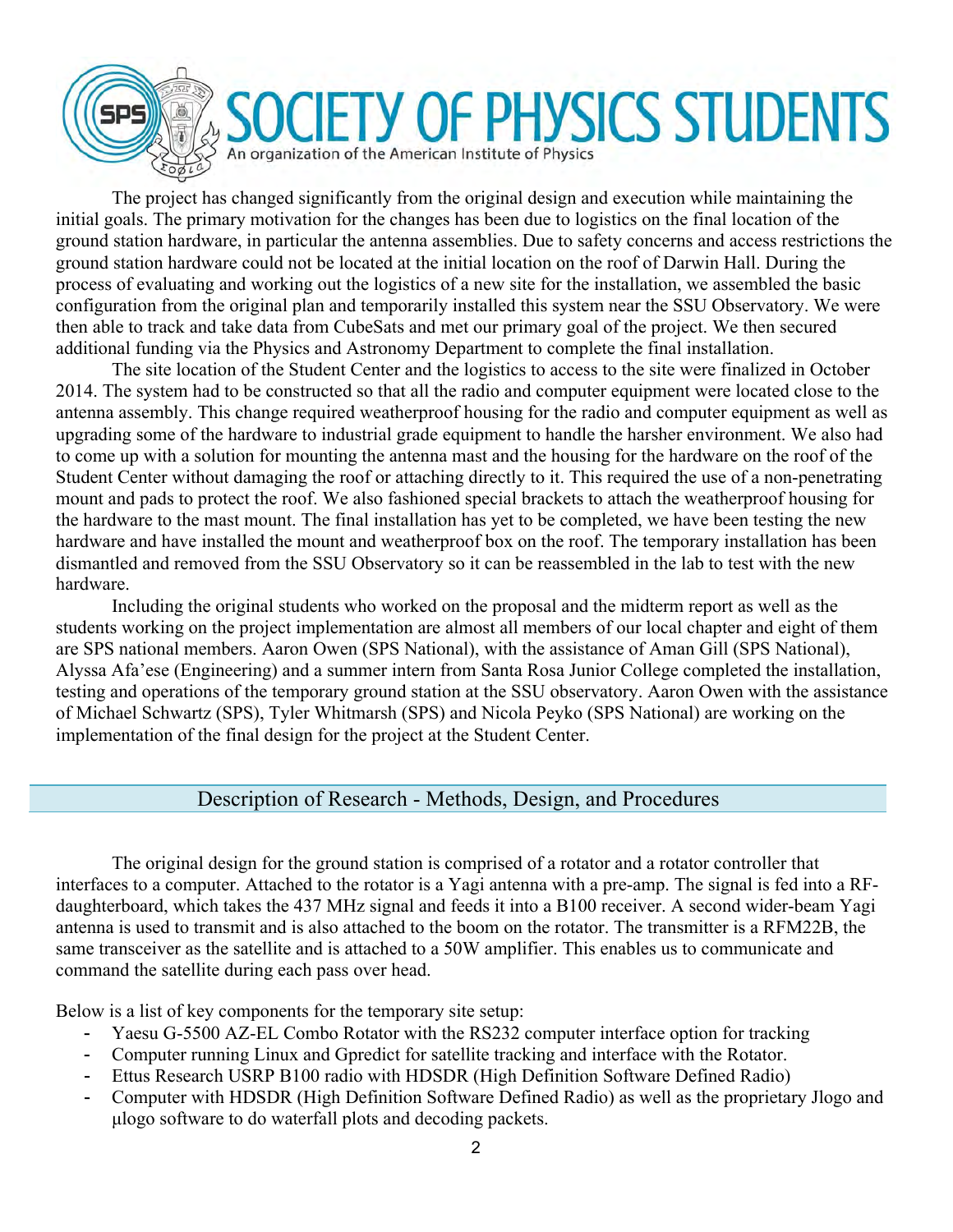The project has changed significantly from the original design and execution while maintaining the initial goals. The primary motivation for the changes has been due to logistics on the final location of the ground station hardware, in particular the antenna assemblies. Due to safety concerns and access restrictions the ground station hardware could not be located at the initial location on the roof of Darwin Hall. During the process of evaluating and working out the logistics of a new site for the installation, we assembled the basic configuration from the original plan and temporarily installed this system near the SSU Observatory. We were then able to track and take data from CubeSats and met our primary goal of the project. We then secured additional funding via the Physics and Astronomy Department to complete the final installation.

The site location of the Student Center and the logistics to access to the site were finalized in October 2014. The system had to be constructed so that all the radio and computer equipment were located close to the antenna assembly. This change required weatherproof housing for the radio and computer equipment as well as upgrading some of the hardware to industrial grade equipment to handle the harsher environment. We also had to come up with a solution for mounting the antenna mast and the housing for the hardware on the roof of the Student Center without damaging the roof or attaching directly to it. This required the use of a non-penetrating mount and pads to protect the roof. We also fashioned special brackets to attach the weatherproof housing for the hardware to the mast mount. The final installation has yet to be completed, we have been testing the new hardware and have installed the mount and weatherproof box on the roof. The temporary installation has been dismantled and removed from the SSU Observatory so it can be reassembled in the lab to test with the new hardware.

Including the original students who worked on the proposal and the midterm report as well as the students working on the project implementation are almost all members of our local chapter and eight of them are SPS national members. Aaron Owen (SPS National), with the assistance of Aman Gill (SPS National), Alyssa Afa'ese (Engineering) and a summer intern from Santa Rosa Junior College completed the installation, testing and operations of the temporary ground station at the SSU observatory. Aaron Owen with the assistance of Michael Schwartz (SPS), Tyler Whitmarsh (SPS) and Nicola Peyko (SPS National) are working on the implementation of the final design for the project at the Student Center.

## Description of Research - Methods, Design, and Procedures

The original design for the ground station is comprised of a rotator and a rotator controller that interfaces to a computer. Attached to the rotator is a Yagi antenna with a pre-amp. The signal is fed into a RF-daughterboard, which takes the 437 MHz signal and feeds it into a B100 receiver. A second wider-beam Yagi antenna is used to transmit and is also attached to the boom on the rotator. The transmitter is a RFM22B, the same transceiver as the satellite and is attached to a 50W amplifier. This enables us to communicate and command the satellite during each pass over head.

Below is a list of key components for the temporary site setup:

- Yaesu G-5500 AZ-EL Combo Rotator with the RS232 computer interface option for tracking
- Computer running Linux and Gpredict for satellite tracking and interface with the Rotator.
- Ettus Research USRP B100 radio with HDSDR (High Definition Software Defined Radio)
- Computer with HDSDR (High Definition Software Defined Radio) as well as the proprietary Jlogo and μlogo software to do waterfall plots and decoding packets.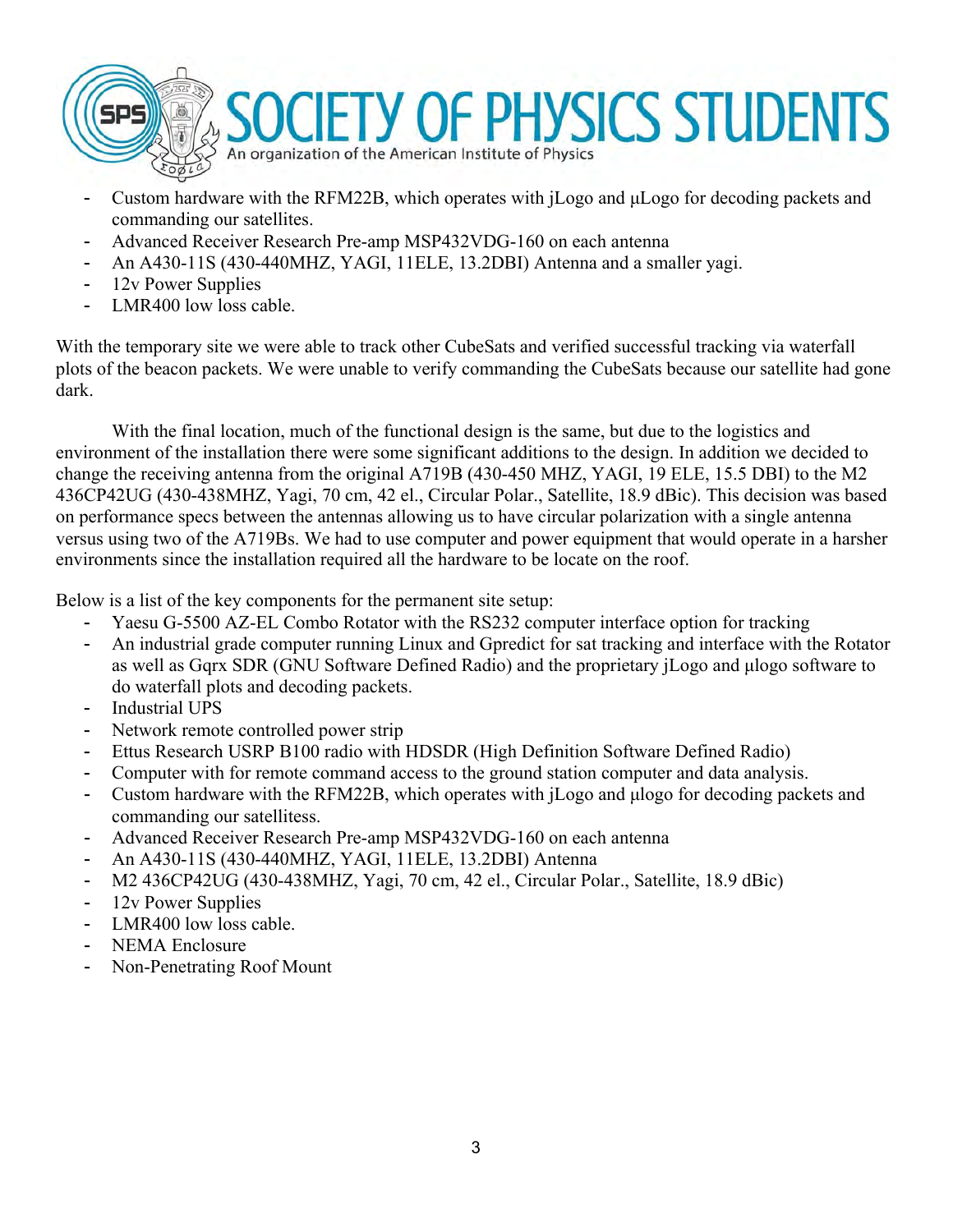- Custom hardware with the RFM22B, which operates with jLogo and µLogo for decoding packets and commanding our satellites.
- Advanced Receiver Research Pre-amp MSP432VDG-160 on each antenna
- An A430-11S (430-440MHZ, YAGI, 11ELE, 13.2DBI) Antenna and a smaller yagi.
- 12v Power Supplies
- LMR400 low loss cable.

With the temporary site we were able to track other CubeSats and verified successful tracking via waterfall plots of the beacon packets. We were unable to verify commanding the CubeSats because our satellite had gone dark.

With the final location, much of the functional design is the same, but due to the logistics and environment of the installation there were some significant additions to the design. In addition we decided to change the receiving antenna from the original A719B (430-450 MHZ, YAGI, 19 ELE, 15.5 DBI) to the M2 436CP42UG (430-438MHZ, Yagi, 70 cm, 42 el., Circular Polar., Satellite, 18.9 dBic). This decision was based on performance specs between the antennas allowing us to have circular polarization with a single antenna versus using two of the A719Bs. We had to use computer and power equipment that would operate in a harsher environments since the installation required all the hardware to be locate on the roof.

Below is a list of the key components for the permanent site setup:

- Yaesu G-5500 AZ-EL Combo Rotator with the RS232 computer interface option for tracking
- An industrial grade computer running Linux and Gpredict for sat tracking and interface with the Rotator as well as Gqrx SDR (GNU Software Defined Radio) and the proprietary jLogo and µlogo software to do waterfall plots and decoding packets.
- Industrial UPS
- Network remote controlled power strip
- Ettus Research USRP B100 radio with HDSDR (High Definition Software Defined Radio)
- Computer with for remote command access to the ground station computer and data analysis.
- Custom hardware with the RFM22B, which operates with jLogo and µlogo for decoding packets and commanding our satellitess.
- Advanced Receiver Research Pre-amp MSP432VDG-160 on each antenna
- An A430-11S (430-440MHZ, YAGI, 11ELE, 13.2DBI) Antenna
- M2 436CP42UG (430-438MHZ, Yagi, 70 cm, 42 el., Circular Polar., Satellite, 18.9 dBic)
- 12v Power Supplies
- LMR400 low loss cable.
- NEMA Enclosure
- Non-Penetrating Roof Mount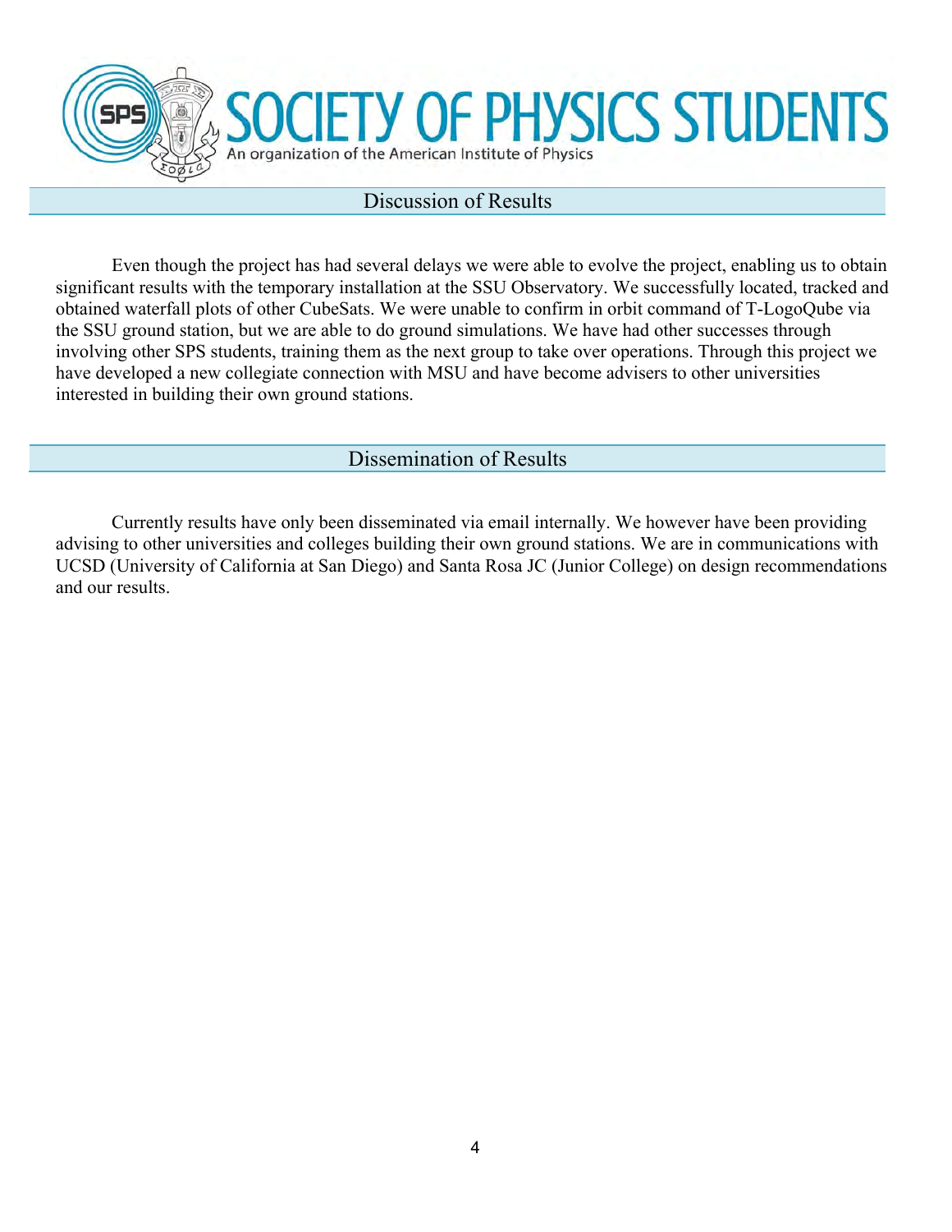## Discussion of Results

Even though the project has had several delays we were able to evolve the project, enabling us to obtain significant results with the temporary installation at the SSU Observatory. We successfully located, tracked and obtained waterfall plots of other CubeSats. We were unable to confirm in orbit command of T-LogoQube via the SSU ground station, but we are able to do ground simulations. We have had other successes through involving other SPS students, training them as the next group to take over operations. Through this project we have developed a new collegiate connection with MSU and have become advisers to other universities interested in building their own ground stations.

## Dissemination of Results

Currently results have only been disseminated via email internally. We however have been providing advising to other universities and colleges building their own ground stations. We are in communications with UCSD (University of California at San Diego) and Santa Rosa JC (Junior College) on design recommendations and our results.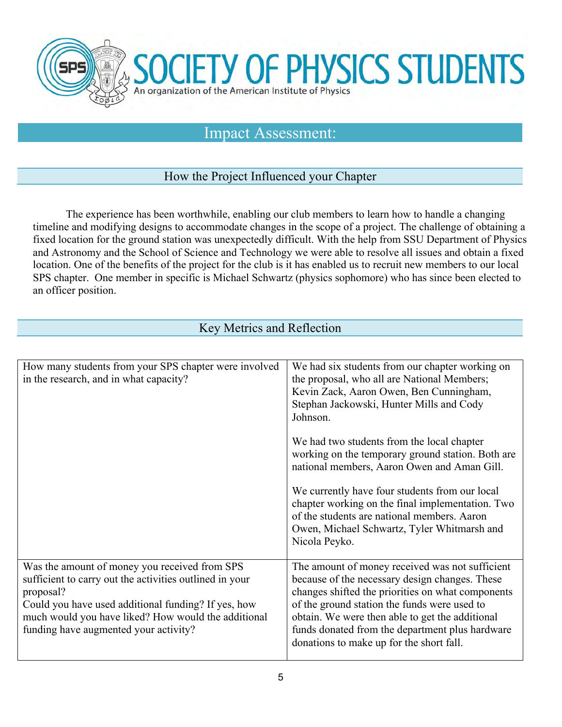# SOCIETY OF PHYSICS STUDENTS

An organization of the American Institute of Physics

## Impact Assessment:

### How the Project Influenced your Chapter

The experience has been worthwhile, enabling our club members to learn how to handle a changing timeline and modifying designs to accommodate changes in the scope of a project. The challenge of obtaining a fixed location for the ground station was unexpectedly difficult. With the help from SSU Department of Physics and Astronomy and the School of Science and Technology we were able to resolve all issues and obtain a fixed location. One of the benefits of the project for the club is it has enabled us to recruit new members to our local SPS chapter. One member in specific is Michael Schwartz (physics sophomore) who has since been elected to an officer position.

### Key Metrics and Reflection

| | |
|---|---|
| How many students from your SPS chapter were involved in the research, and in what capacity? | We had six students from our chapter working on the proposal, who all are National Members; Kevin Zack, Aaron Owen, Ben Cunningham, Stephan Jackowski, Hunter Mills and Cody Johnson.<br><br>We had two students from the local chapter working on the temporary ground station. Both are national members, Aaron Owen and Aman Gill.<br><br>We currently have four students from our local chapter working on the final implementation. Two of the students are national members. Aaron Owen, Michael Schwartz, Tyler Whitmarsh and Nicola Peyko. |
| Was the amount of money you received from SPS sufficient to carry out the activities outlined in your proposal?<br>Could you have used additional funding? If yes, how much would you have liked? How would the additional funding have augmented your activity? | The amount of money received was not sufficient because of the necessary design changes. These changes shifted the priorities on what components of the ground station the funds were used to obtain. We were then able to get the additional funds donated from the department plus hardware donations to make up for the short fall. |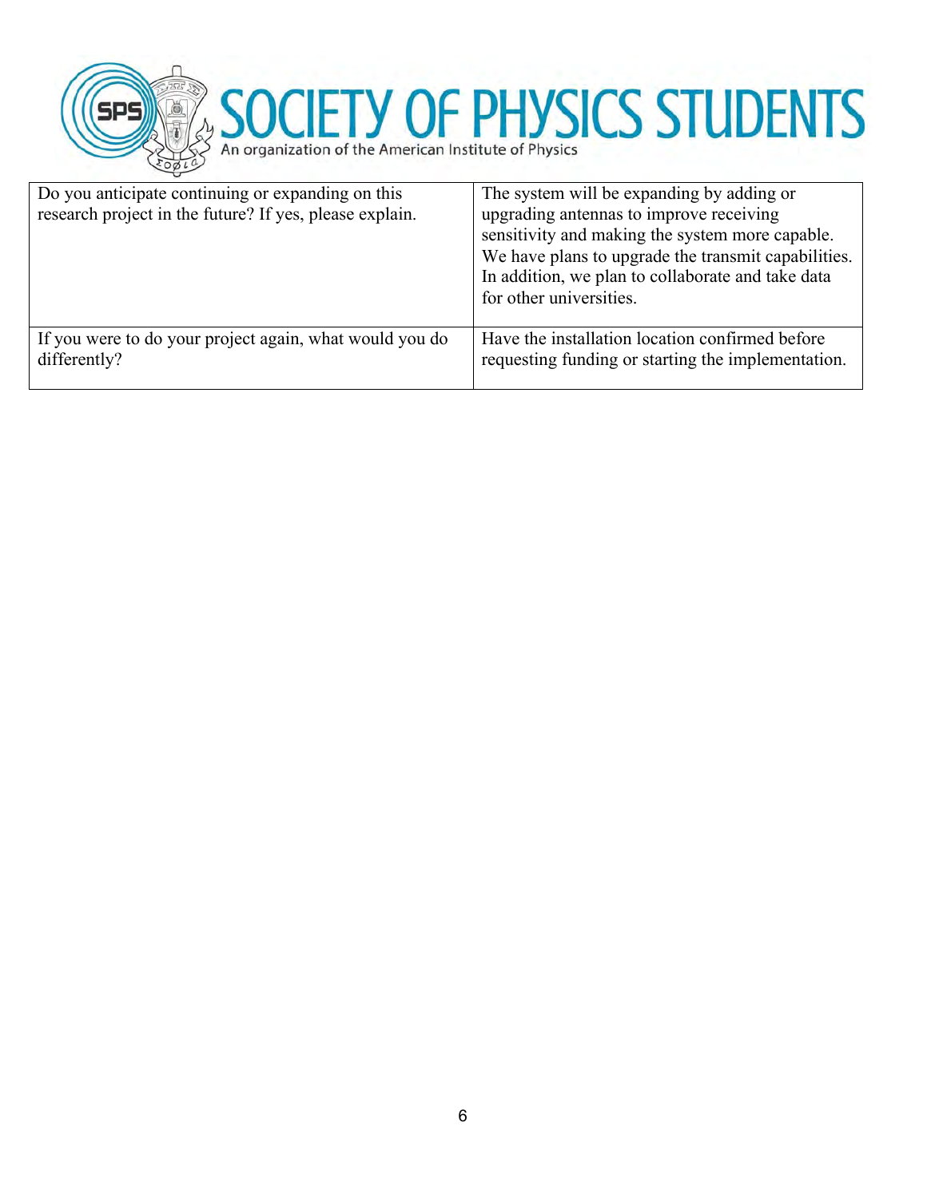| | |
|---|---|
| Do you anticipate continuing or expanding on this research project in the future? If yes, please explain. | The system will be expanding by adding or upgrading antennas to improve receiving sensitivity and making the system more capable. We have plans to upgrade the transmit capabilities. In addition, we plan to collaborate and take data for other universities. |
| If you were to do your project again, what would you do differently? | Have the installation location confirmed before requesting funding or starting the implementation. |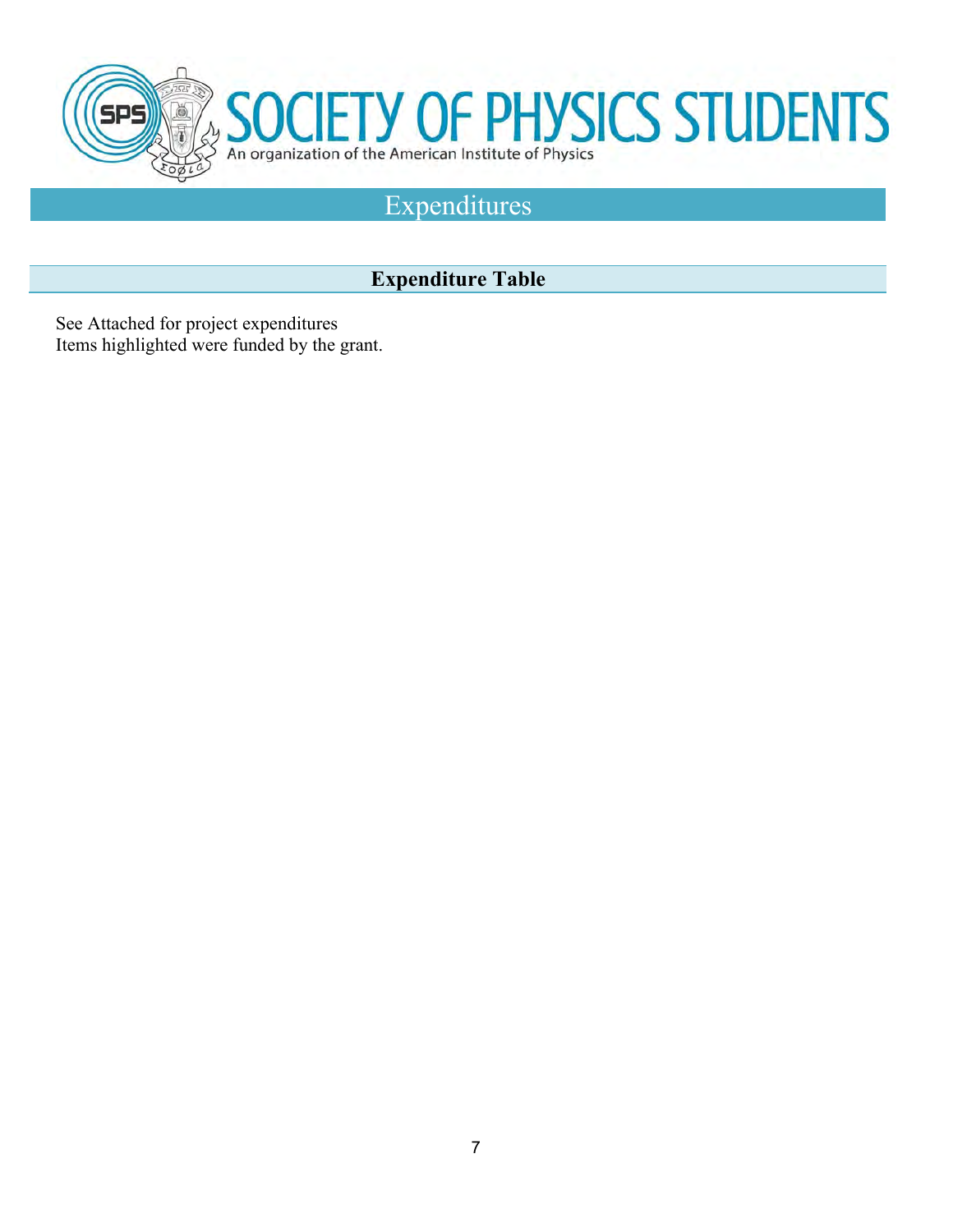# Expenditures

## Expenditure Table

See Attached for project expenditures
Items highlighted were funded by the grant.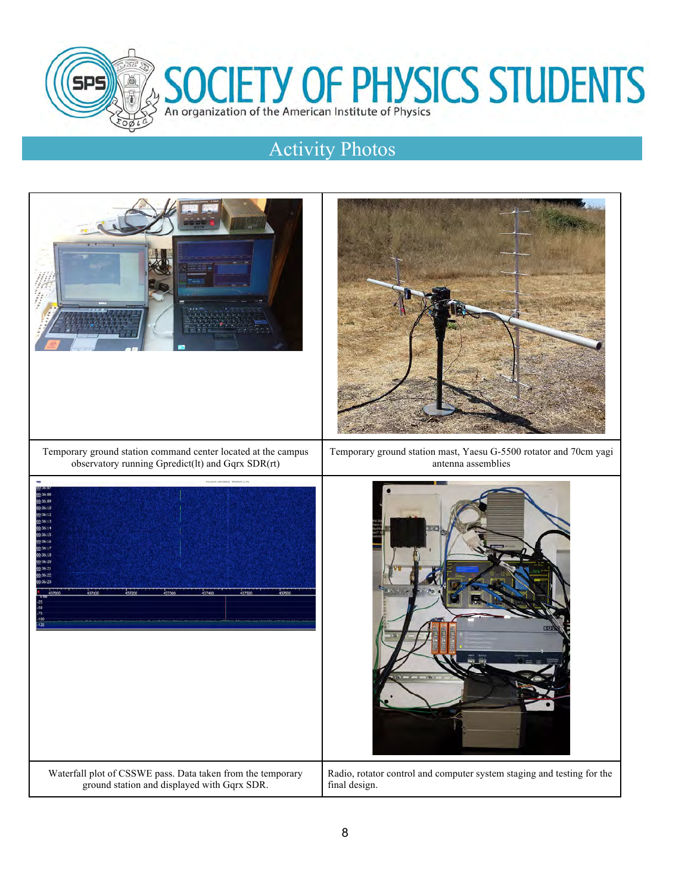## Activity Photos

| | |
|---|---|
| Temporary ground station command center located at the campus observatory running Gpredict(lt) and Gqrx SDR(rt) | Temporary ground station mast, Yaesu G-5500 rotator and 70cm yagi antenna assemblies |
| Waterfall plot of CSSWE pass. Data taken from the temporary ground station and displayed with Gqrx SDR. | Radio, rotator control and computer system staging and testing for the final design. |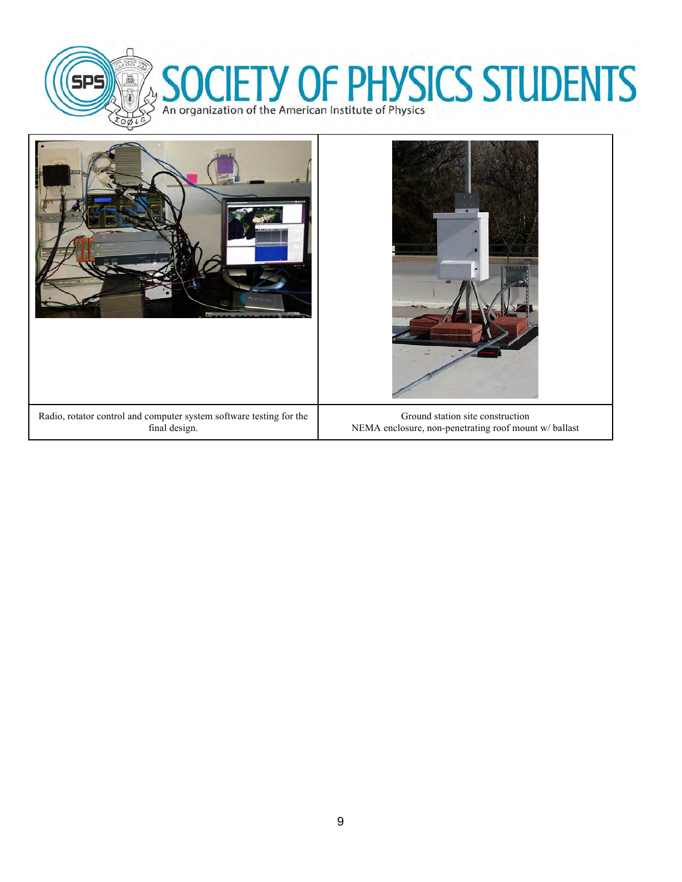| | |
|---|---|
| Radio, rotator control and computer system software testing for the final design. | Ground station site construction<br>NEMA enclosure, non-penetrating roof mount w/ ballast |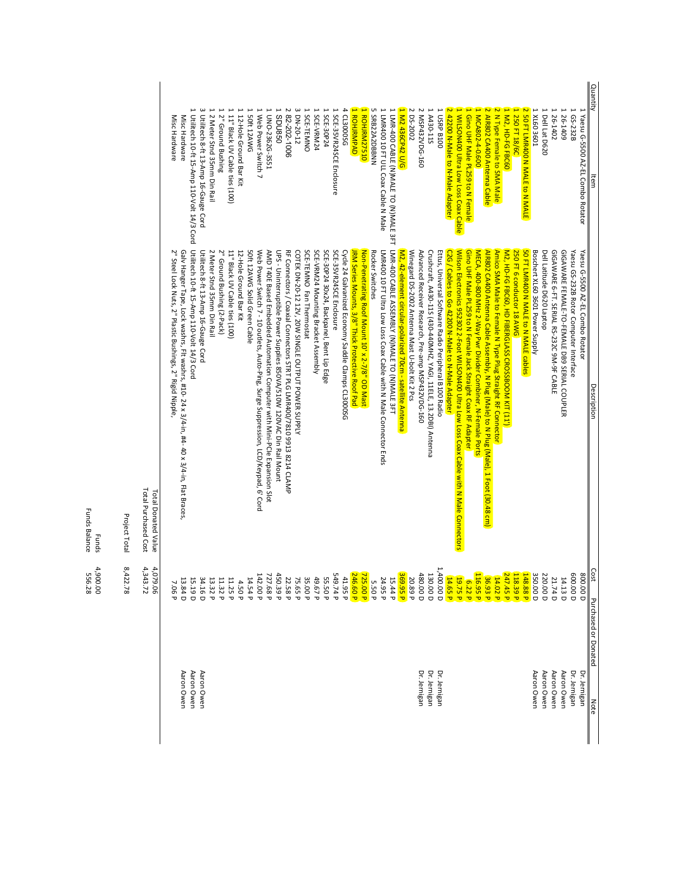| Quantity | Item | Description | Cost | Purchased or Donated | Note |
|---|---|---|---|---|---|
| 1 | Yaesu G-5500 AZ-EL Combo Rotator | Yaesu G-5500 AZ-EL Combo Rotator | 800.00 | D | Dr. Jernigan |
| 1 | GS-232B | Yaesu GS-232B Rotor Computer Interface | 600.00 | D | Dr. Jernigan |
| 1 | 26-1409 | GIGAWARE FEMALE-TO-FEMALE DB9 SERIAL COUPLER | 14.13 | D | Aaron Owen |
| 1 | 26-1402 | GIGAWARE 6-FT. SERIAL RS-232C 9M-9F CABLE | 21.74 | D | Aaron Owen |
| 1 | Dell Lat D620 | Dell Latitude D620 Laptop | 220.00 | D | Aaron Owen |
| 1 | XL60 3601 | Boschert XL60 3601 Power Supply | 350.00 | D | Aaron Owen |
| 2 | 50 FT LMR400 N MALE to N MALE | 50 FT LMR400 N MALE to N MALE cables | 148.88 | P | |
| 1 | 250 FT 18/6C | 250 FT 6 conductor 18 AWG | 118.39 | P | |
| 1 | M2, HD-FG FBC60 | M2, HD-FG FBC60, HD FIBERGLASS CROSSBOOM KIT (11') | 247.45 | P | |
| 2 | N Type Female to SMA Male | Amico SMA Male to Female N Type Plug Straight RF Connector | 14.02 | P | |
| 2 | AIR802 CA400 Antenna Cable | AIR802 CA400 Antenna Cable Assembly, N Plug (Male) to N Plug (Male), 1 Foot (30.48 cm) | 36.93 | P | |
| 1 | MCA802-4-0600 | MECA, 400-800 MHz 2-Way Pwr Divider Combiner, N-Female Ports | 116.95 | P | |
| 1 | Gino UHF Male PL259 to N Female | Gino UHF Male PL259 to N Female Jack Straight Coax RF Adapter | 6.22 | P | |
| 1 | WILSON400 Ultra Low Loss Coax Cable | Wilson Electronics 952302 2-Foot WILSON400 Ultra Low Loss Coax Cable with N Male Connectors | 19.75 | P | |
| 2 | 42200 N-Male to N-Male Adapter | C2G / Cables to Go 42200 N-Male to N-Male Adapter | 14.65 | P | |
| 1 | USRP B100 | Ettus, Universal Software Radio Peripheral B100 Radio | 1,400.00 | D | Dr. Jernigan |
| 1 | A430-11S | Crushcraft, A430-11S (430-440MHz, YAGI, 11ELE, 13.2DBI) Antenna | 130.00 | D | Dr. Jernigan |
| 2 | MSP432VDG-160 | Advanced Receiver Research, Pre-amp MSP432VDG-160 | 480.00 | D | Dr. Jernigan |
| 2 | DS-2002 | Winegard DS-2002 Antenna Mast U-bolt Kit 2 Pcs | 20.89 | P | |
| 1 | M2 436CP42 U/G | M2, 42-element circular-polarized 70cm - satellite Antenna | 369.95 | P | |
| 1 | LMR-400 CABLE ASSEMBLY (N)MALE TO (N)MALE 3FT | LMR-400 CABLE ASSEMBLY (N)MALE TO (N)MALE 3FT | 15.44 | P | |
| 1 | LMR400 10 FT ULL Coax Cable N Male | LMR400 10 FT Ultra Low Loss Coax Cable with N Male Connector Ends | 24.95 | P | |
| 5 | SRB22A2DBBNN | Rocker Switches | 5.50 | P | |
| 1 | ROHIRM27510 | Non-Penetrating Roof Mount 10' x 2-7/8" OD Mast | 725.00 | P | |
| 1 | ROHIRMPAD | IRM Series Mounts, 3/8" Thick Protective Roof Pad | 246.60 | P | |
| 4 | CL3000SG | Cycle 24 Galvanized Economy Saddle Clamps CL3000SG | 41.95 | P | |
| 1 | SCE-35VR24SCE Enclosure | SCE-35VR24SCE Enclosure | 549.74 | P | |
| 1 | SCE-30P24 | SCE-30P24 30x24, Backpanel, Bent Lip Edge | 55.50 | P | |
| 1 | SCE-VRM24 | SCE-VRM24 Mounting Bracket Assembly | 49.67 | P | |
| 1 | SCE-TEMNO | SCE-TEMNO Fan Thermostat | 35.00 | P | |
| 3 | DN-20-12 | COTEK DN-20-12 12V, 20W SINGLE OUTPUT POWER SUPPLY | 75.65 | P | |
| 2 | 82-202-1006 | RF Connectors / Coaxial Connectors STRT PLG LMR400/7810 9913 8214 CLAMP | 22.58 | P | |
| 1 | SDU850 | UPS - Uninterruptible Power Supplies 850VA/510W 120VAC Din Rail Mount | 450.39 | P | |
| 1 | UNO-2362G-J5S1 | AMD T40E Based Embedded Automation Computer with Mini-PCIe Expansion Slot | 727.68 | P | |
| 1 | Web Power Switch 7 | Web Power Switch 7 - 10 outlets, Auto-Ping, Surge Suppression, LCD/Keypad, 6' Cord | 142.00 | P | |
| 1 | 50ft 12AWG | 50ft 12AWG Solid Green Cable | 14.54 | P | |
| 1 | 12-Hole Ground Bar Kit | 12-Hole Ground Bar Kit | 4.50 | P | |
| 1 | 11" Black UV Cable ties (100) | 11" Black UV Cable ties (100) | 11.25 | P | |
| 1 | 2" Ground Bushing | 2" Ground Bushing (2-Pack) | 11.32 | P | |
| 1 | 2 Meter Stnd 35mm Din Rail | 2 Meter Stnd 35mm Din Rail | 13.32 | P | |
| 3 | Utilitech 8-ft 13-Amp 16-Gauge Cord | Utilitech 8-ft 13-Amp 16-Gauge Cord | 34.16 | D | Aaron Owen |
| 1 | Utilitech 10-ft 15-Amp 110-Volt 14/3 Cord | Utilitech 10-ft 15-Amp 110-Volt 14/3 Cord | 15.19 | D | Aaron Owen |
| | Misc Hardware | Galv Hanger Tape, Lock washrs, Flt washrs, #10- 24 x 3/4-in, #4- 40 x 3/4-in, Flat Braces, | 13.84 | D | Aaron Owen |
| | Misc Hardware | 2" Steel Lock Nuts, 2" Plastic Bushings, 2" Rigid Nipple, | 7.06 | P | |

| | |
|---|---|
| Total Donated Value | 4,079.06 |
| Total Purchased Cost | 4,343.72 |
| Project Total | 8,422.78 |
| Funds | 4,900.00 |
| Funds Balance | 556.28 |